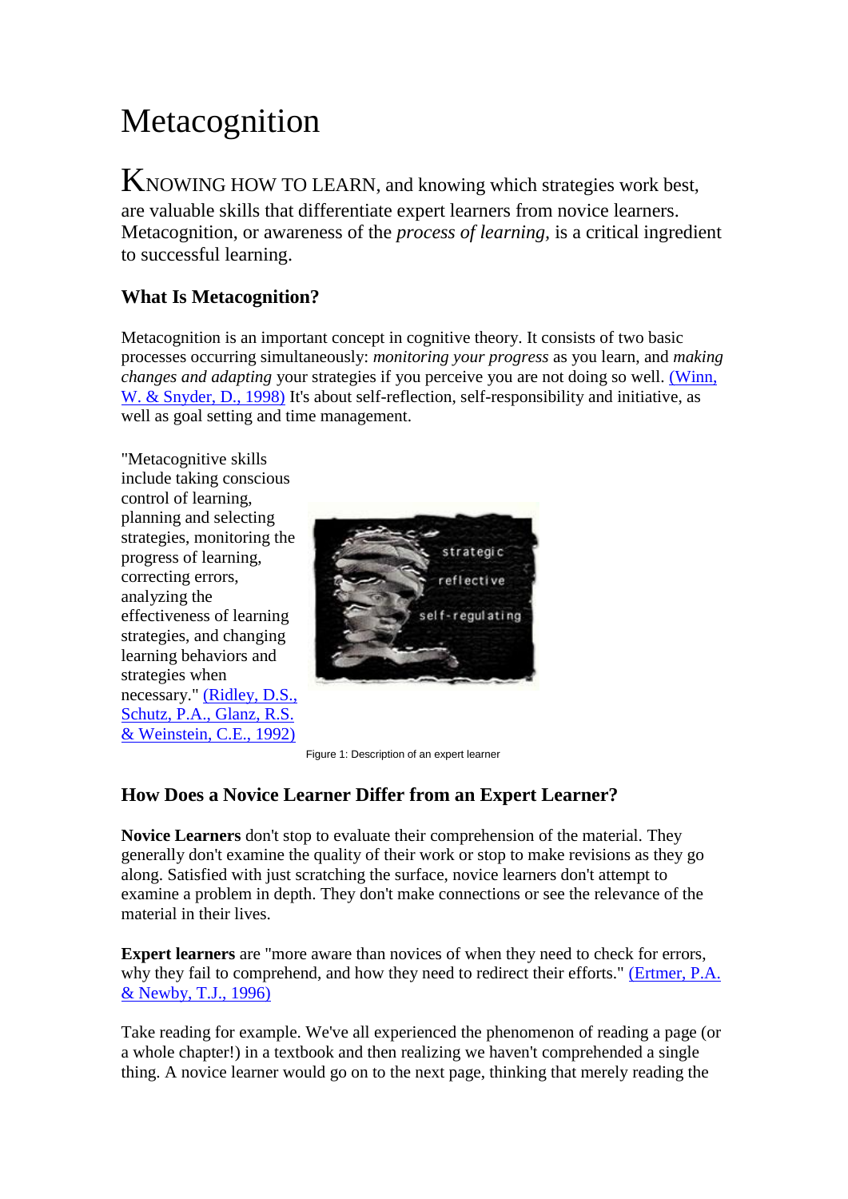# Metacognition

KNOWING HOW TO LEARN, and knowing which strategies work best, are valuable skills that differentiate expert learners from novice learners. Metacognition, or awareness of the *process of learning*, is a critical ingredient to successful learning.

### What Is Metacognition?

Metacognition is an important concept in cognitive theory. It consists of two basic processes occurring simultaneously: *monitoring your progress* as you learn, and *making changes and adapting* your strategies if you perceive you are not doing so well. (Winn, W. & Snyder, D., 1998) It's about self-reflection, self-responsibility and initiative, as well as goal setting and time management.

"Metacognitive skills include taking conscious control of learning, planning and selecting strategies, monitoring the progress of learning, correcting errors, analyzing the effectiveness of learning strategies, and changing learning behaviors and strategies when necessary." (Ridley, D.S., Schutz, P.A., Glanz, R.S. & Weinstein, C.E., 1992)

Figure 1: Description of an expert learner

### How Does a Novice Learner Differ from an Expert Learner?

**Novice Learners** don't stop to evaluate their comprehension of the material. They generally don't examine the quality of their work or stop to make revisions as they go along. Satisfied with just scratching the surface, novice learners don't attempt to examine a problem in depth. They don't make connections or see the relevance of the material in their lives.

**Expert learners** are "more aware than novices of when they need to check for errors, why they fail to comprehend, and how they need to redirect their efforts." (Ertmer, P.A. & Newby, T.J., 1996)

Take reading for example. We've all experienced the phenomenon of reading a page (or a whole chapter!) in a textbook and then realizing we haven't comprehended a single thing. A novice learner would go on to the next page, thinking that merely reading the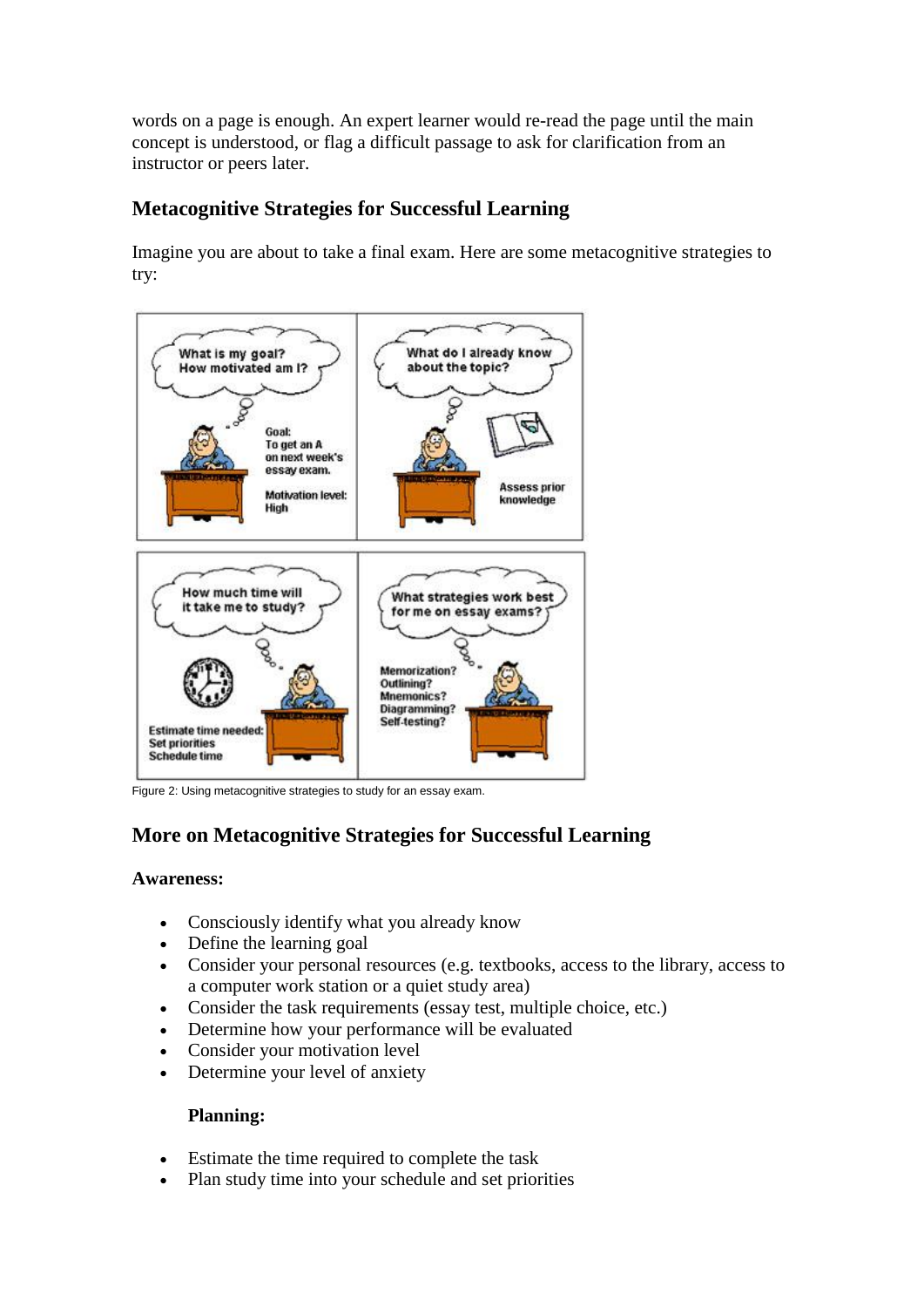words on a page is enough. An expert learner would re-read the page until the main concept is understood, or flag a difficult passage to ask for clarification from an instructor or peers later.

## Metacognitive Strategies for Successful Learning

Imagine you are about to take a final exam. Here are some metacognitive strategies to try:

Figure 2: Using metacognitive strategies to study for an essay exam.

## More on Metacognitive Strategies for Successful Learning

**Awareness:**

- Consciously identify what you already know
- Define the learning goal
- Consider your personal resources (e.g. textbooks, access to the library, access to a computer work station or a quiet study area)
- Consider the task requirements (essay test, multiple choice, etc.)
- Determine how your performance will be evaluated
- Consider your motivation level
- Determine your level of anxiety

**Planning:**

- Estimate the time required to complete the task
- Plan study time into your schedule and set priorities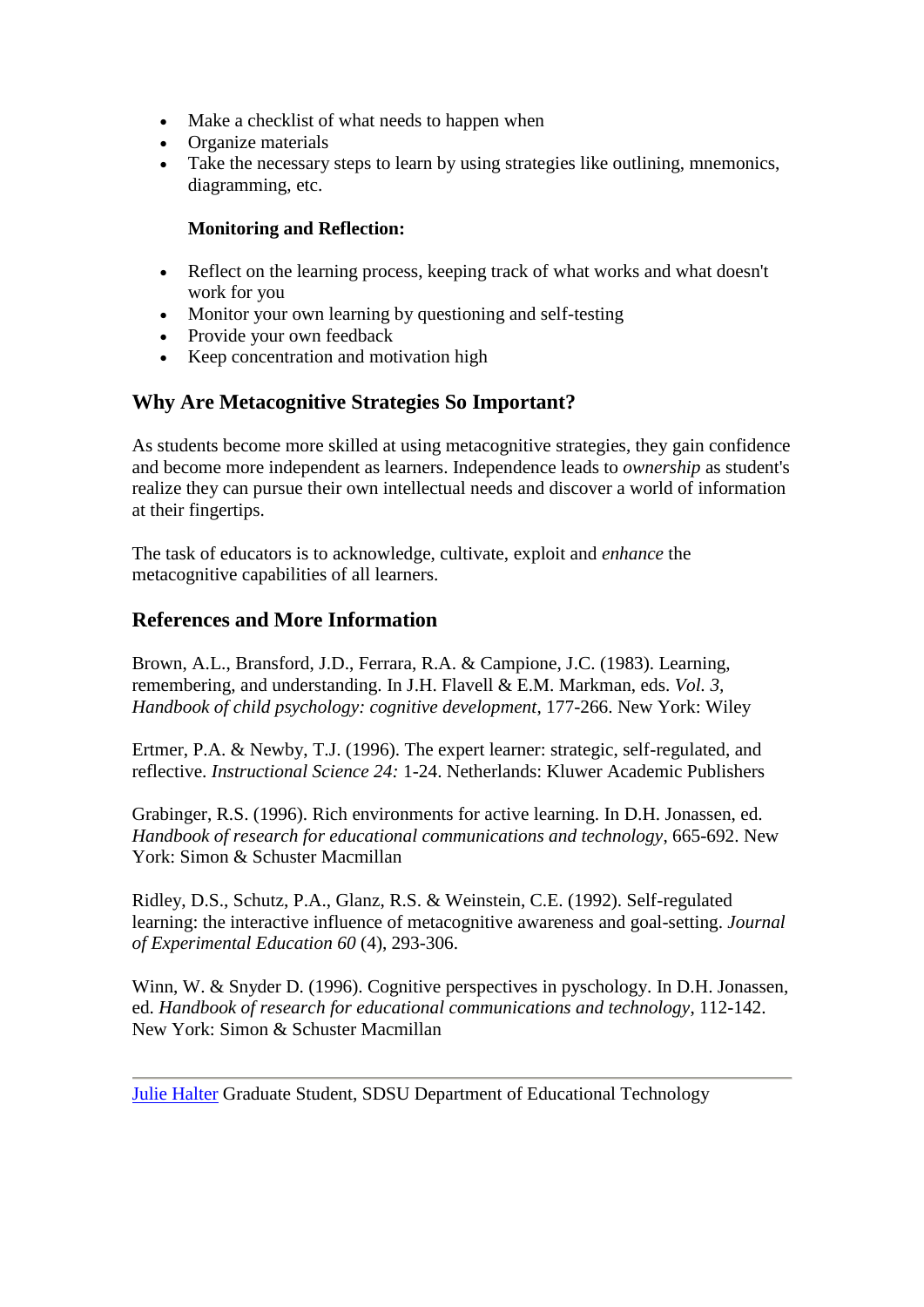- Make a checklist of what needs to happen when
- Organize materials
- Take the necessary steps to learn by using strategies like outlining, mnemonics, diagramming, etc.

**Monitoring and Reflection:**

- Reflect on the learning process, keeping track of what works and what doesn't work for you
- Monitor your own learning by questioning and self-testing
- Provide your own feedback
- Keep concentration and motivation high

## Why Are Metacognitive Strategies So Important?

As students become more skilled at using metacognitive strategies, they gain confidence and become more independent as learners. Independence leads to *ownership* as student's realize they can pursue their own intellectual needs and discover a world of information at their fingertips.

The task of educators is to acknowledge, cultivate, exploit and *enhance* the metacognitive capabilities of all learners.

## References and More Information

Brown, A.L., Bransford, J.D., Ferrara, R.A. & Campione, J.C. (1983). Learning, remembering, and understanding. In J.H. Flavell & E.M. Markman, eds. *Vol. 3, Handbook of child psychology: cognitive development*, 177-266. New York: Wiley

Ertmer, P.A. & Newby, T.J. (1996). The expert learner: strategic, self-regulated, and reflective. *Instructional Science 24:* 1-24. Netherlands: Kluwer Academic Publishers

Grabinger, R.S. (1996). Rich environments for active learning. In D.H. Jonassen, ed. *Handbook of research for educational communications and technology*, 665-692. New York: Simon & Schuster Macmillan

Ridley, D.S., Schutz, P.A., Glanz, R.S. & Weinstein, C.E. (1992). Self-regulated learning: the interactive influence of metacognitive awareness and goal-setting. *Journal of Experimental Education 60* (4), 293-306.

Winn, W. & Snyder D. (1996). Cognitive perspectives in pyschology. In D.H. Jonassen, ed. *Handbook of research for educational communications and technology*, 112-142. New York: Simon & Schuster Macmillan

---

Julie Halter Graduate Student, SDSU Department of Educational Technology